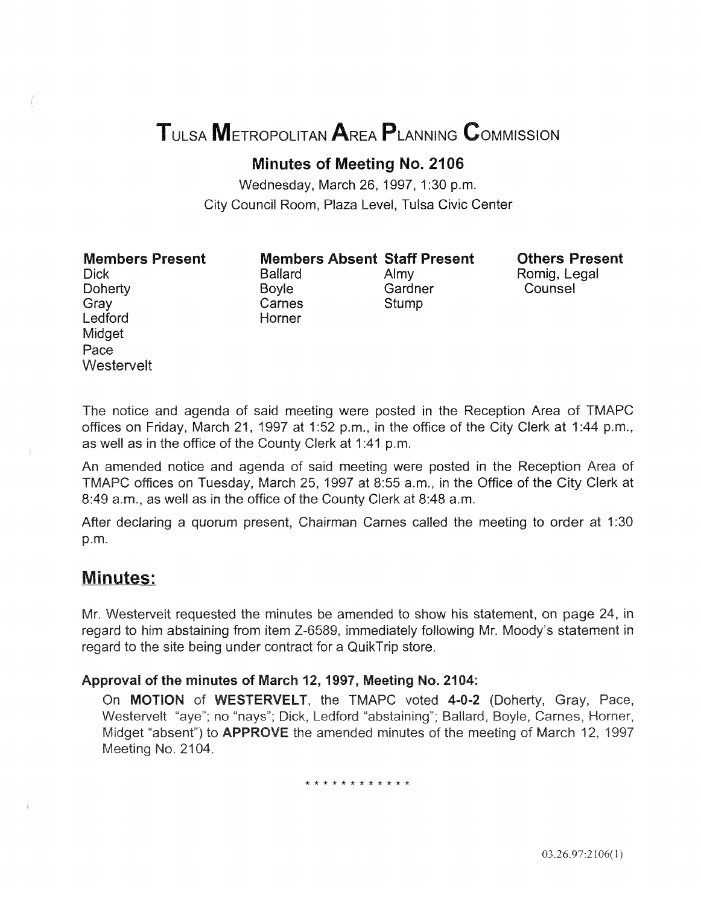# Tulsa Metropolitan Area Planning Commission

## Minutes of Meeting No. 2106

Wednesday, March 26, 1997, 1:30 p.m.
City Council Room, Plaza Level, Tulsa Civic Center

| Members Present | Members Absent | Staff Present | Others Present |
|---|---|---|---|
| Dick | Ballard | Almy | Romig, Legal Counsel |
| Doherty | Boyle | Gardner | |
| Gray | Carnes | Stump | |
| Ledford | Horner | | |
| Midget | | | |
| Pace | | | |
| Westervelt | | | |

The notice and agenda of said meeting were posted in the Reception Area of TMAPC offices on Friday, March 21, 1997 at 1:52 p.m., in the office of the City Clerk at 1:44 p.m., as well as in the office of the County Clerk at 1:41 p.m.

An amended notice and agenda of said meeting were posted in the Reception Area of TMAPC offices on Tuesday, March 25, 1997 at 8:55 a.m., in the Office of the City Clerk at 8:49 a.m., as well as in the office of the County Clerk at 8:48 a.m.

After declaring a quorum present, Chairman Carnes called the meeting to order at 1:30 p.m.

## Minutes:

Mr. Westervelt requested the minutes be amended to show his statement, on page 24, in regard to him abstaining from item Z-6589, immediately following Mr. Moody's statement in regard to the site being under contract for a QuikTrip store.

### Approval of the minutes of March 12, 1997, Meeting No. 2104:

On **MOTION** of **WESTERVELT**, the TMAPC voted **4-0-2** (Doherty, Gray, Pace, Westervelt "aye"; no "nays"; Dick, Ledford "abstaining"; Ballard, Boyle, Carnes, Horner, Midget "absent") to **APPROVE** the amended minutes of the meeting of March 12, 1997 Meeting No. 2104.

\* \* \* \* \* \* \* \* \* \* \* \*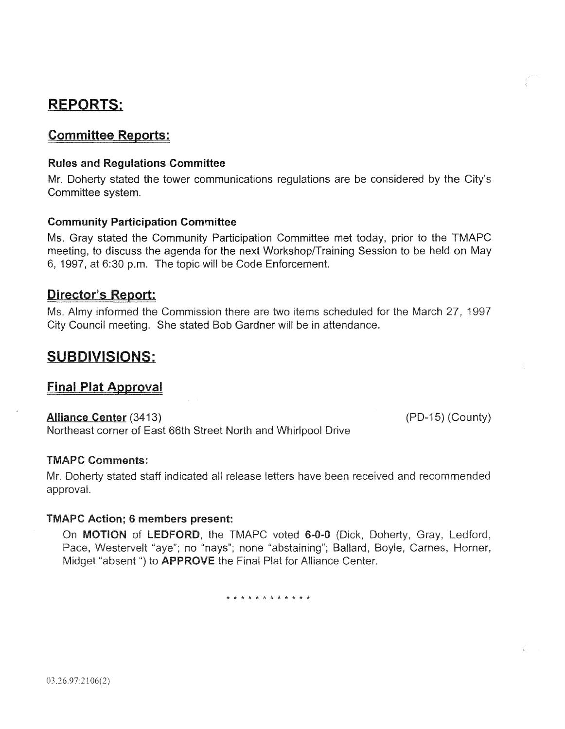# REPORTS:

## Committee Reports:

### Rules and Regulations Committee

Mr. Doherty stated the tower communications regulations are be considered by the City's Committee system.

### Community Participation Committee

Ms. Gray stated the Community Participation Committee met today, prior to the TMAPC meeting, to discuss the agenda for the next Workshop/Training Session to be held on May 6, 1997, at 6:30 p.m. The topic will be Code Enforcement.

## Director's Report:

Ms. Almy informed the Commission there are two items scheduled for the March 27, 1997 City Council meeting. She stated Bob Gardner will be in attendance.

# SUBDIVISIONS:

## Final Plat Approval

**Alliance Center** (3413) (PD-15) (County)

Northeast corner of East 66th Street North and Whirlpool Drive

### TMAPC Comments:

Mr. Doherty stated staff indicated all release letters have been received and recommended approval.

### TMAPC Action; 6 members present:

On **MOTION** of **LEDFORD**, the TMAPC voted **6-0-0** (Dick, Doherty, Gray, Ledford, Pace, Westervelt "aye"; no "nays"; none "abstaining"; Ballard, Boyle, Carnes, Horner, Midget "absent ") to **APPROVE** the Final Plat for Alliance Center.

* * * * * * * * * * * *

03.26.97:2106(2)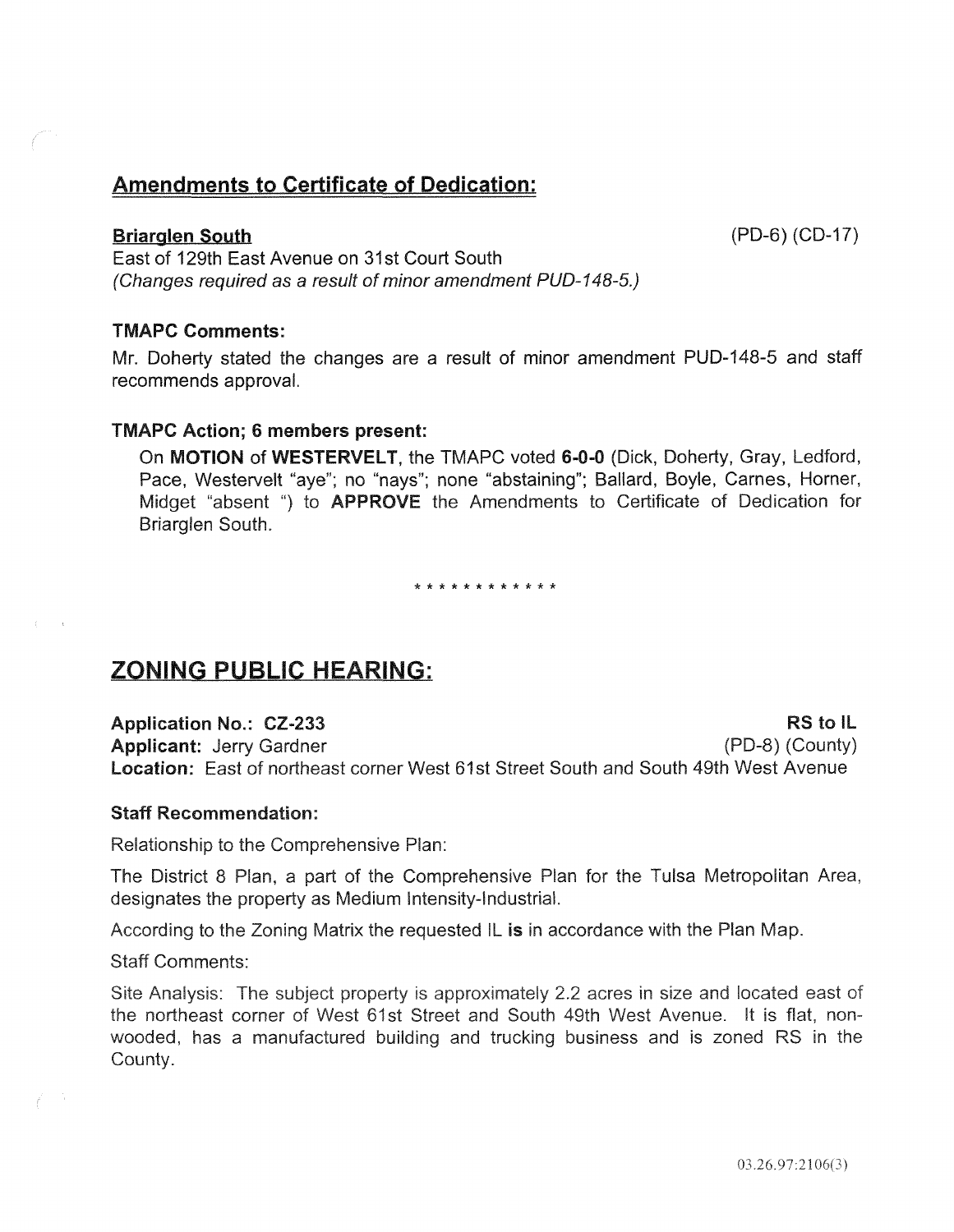## Amendments to Certificate of Dedication:

**Briarglen South** (PD-6) (CD-17)

East of 129th East Avenue on 31st Court South
*(Changes required as a result of minor amendment PUD-148-5.)*

### TMAPC Comments:

Mr. Doherty stated the changes are a result of minor amendment PUD-148-5 and staff recommends approval.

### TMAPC Action; 6 members present:

On **MOTION** of **WESTERVELT**, the TMAPC voted **6-0-0** (Dick, Doherty, Gray, Ledford, Pace, Westervelt "aye"; no "nays"; none "abstaining"; Ballard, Boyle, Carnes, Horner, Midget "absent ") to **APPROVE** the Amendments to Certificate of Dedication for Briarglen South.

* * * * * * * * * * * *

## ZONING PUBLIC HEARING:

**Application No.: CZ-233** **RS to IL**
**Applicant:** Jerry Gardner (PD-8) (County)
**Location:** East of northeast corner West 61st Street South and South 49th West Avenue

### Staff Recommendation:

Relationship to the Comprehensive Plan:

The District 8 Plan, a part of the Comprehensive Plan for the Tulsa Metropolitan Area, designates the property as Medium Intensity-Industrial.

According to the Zoning Matrix the requested IL **is** in accordance with the Plan Map.

Staff Comments:

Site Analysis: The subject property is approximately 2.2 acres in size and located east of the northeast corner of West 61st Street and South 49th West Avenue. It is flat, non-wooded, has a manufactured building and trucking business and is zoned RS in the County.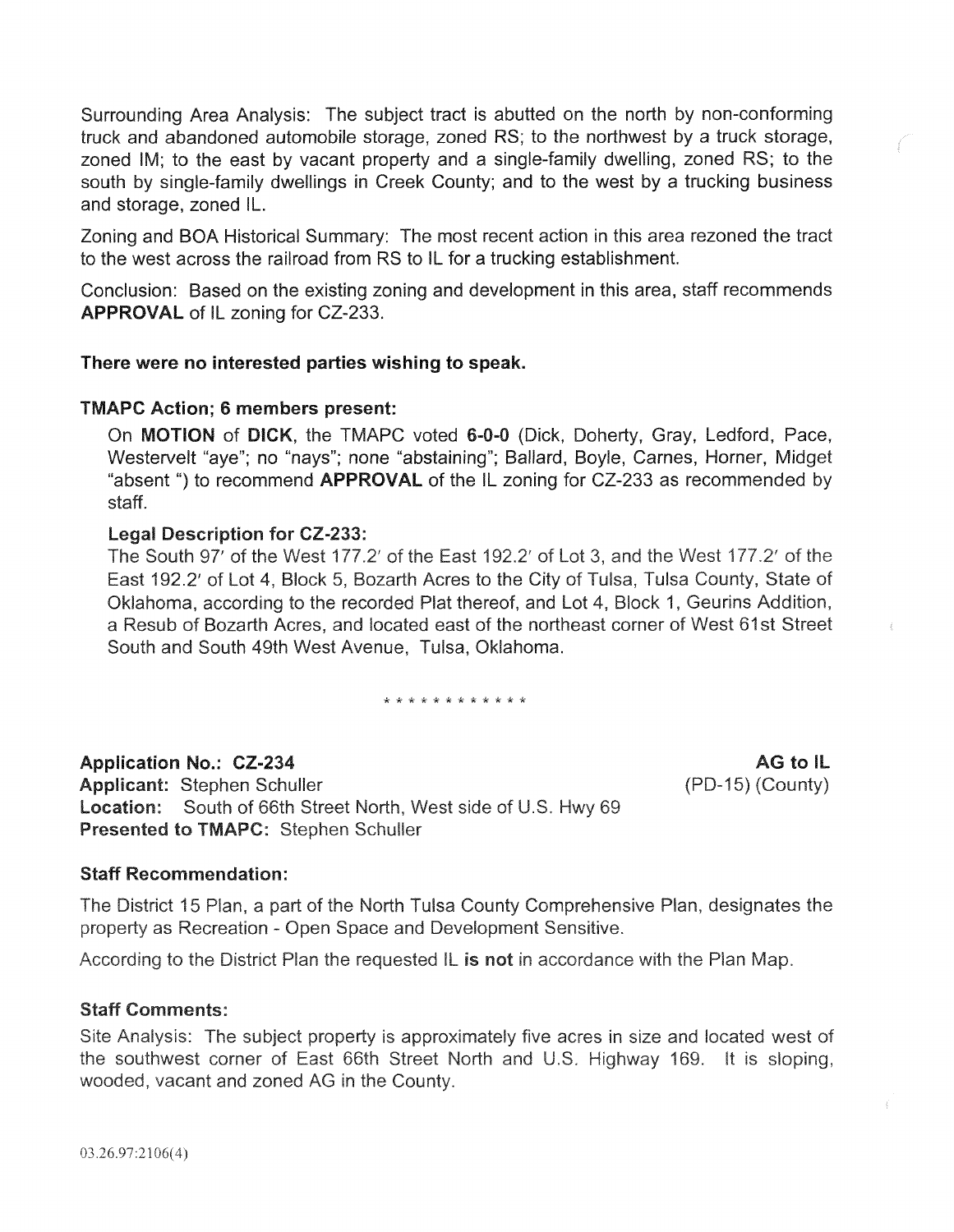Surrounding Area Analysis: The subject tract is abutted on the north by non-conforming truck and abandoned automobile storage, zoned RS; to the northwest by a truck storage, zoned IM; to the east by vacant property and a single-family dwelling, zoned RS; to the south by single-family dwellings in Creek County; and to the west by a trucking business and storage, zoned IL.

Zoning and BOA Historical Summary: The most recent action in this area rezoned the tract to the west across the railroad from RS to IL for a trucking establishment.

Conclusion: Based on the existing zoning and development in this area, staff recommends **APPROVAL** of IL zoning for CZ-233.

**There were no interested parties wishing to speak.**

**TMAPC Action; 6 members present:**

On **MOTION** of **DICK**, the TMAPC voted **6-0-0** (Dick, Doherty, Gray, Ledford, Pace, Westervelt "aye"; no "nays"; none "abstaining"; Ballard, Boyle, Carnes, Horner, Midget "absent ") to recommend **APPROVAL** of the IL zoning for CZ-233 as recommended by staff.

**Legal Description for CZ-233:**

The South 97′ of the West 177.2′ of the East 192.2′ of Lot 3, and the West 177.2′ of the East 192.2′ of Lot 4, Block 5, Bozarth Acres to the City of Tulsa, Tulsa County, State of Oklahoma, according to the recorded Plat thereof, and Lot 4, Block 1, Geurins Addition, a Resub of Bozarth Acres, and located east of the northeast corner of West 61st Street South and South 49th West Avenue, Tulsa, Oklahoma.

* * * * * * * * * * * *

**Application No.: CZ-234** **AG to IL**

**Applicant:** Stephen Schuller (PD-15) (County)

**Location:** South of 66th Street North, West side of U.S. Hwy 69

**Presented to TMAPC:** Stephen Schuller

**Staff Recommendation:**

The District 15 Plan, a part of the North Tulsa County Comprehensive Plan, designates the property as Recreation - Open Space and Development Sensitive.

According to the District Plan the requested IL **is not** in accordance with the Plan Map.

**Staff Comments:**

Site Analysis: The subject property is approximately five acres in size and located west of the southwest corner of East 66th Street North and U.S. Highway 169. It is sloping, wooded, vacant and zoned AG in the County.

03.26.97:2106(4)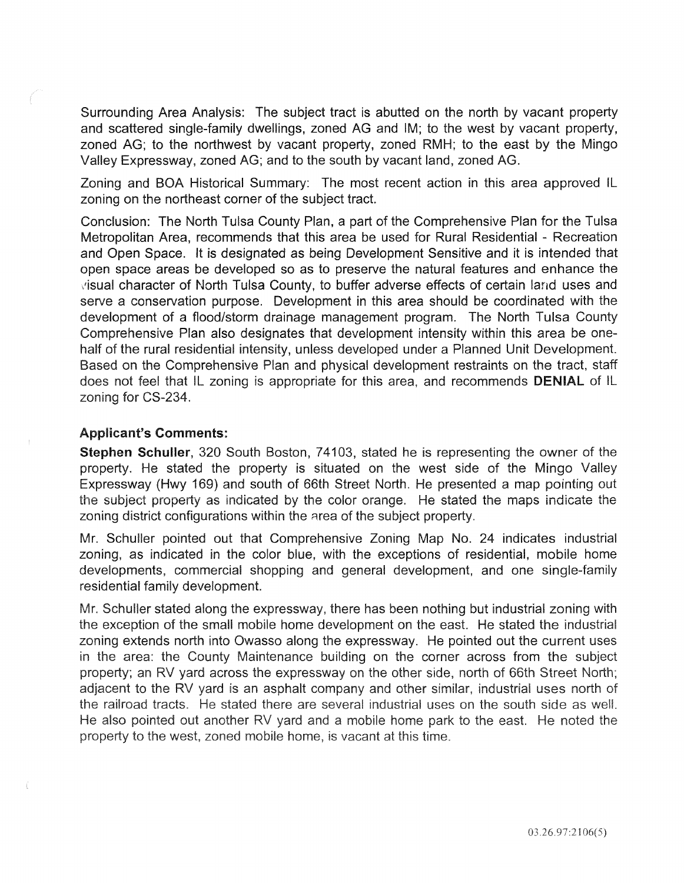Surrounding Area Analysis: The subject tract is abutted on the north by vacant property and scattered single-family dwellings, zoned AG and IM; to the west by vacant property, zoned AG; to the northwest by vacant property, zoned RMH; to the east by the Mingo Valley Expressway, zoned AG; and to the south by vacant land, zoned AG.

Zoning and BOA Historical Summary: The most recent action in this area approved IL zoning on the northeast corner of the subject tract.

Conclusion: The North Tulsa County Plan, a part of the Comprehensive Plan for the Tulsa Metropolitan Area, recommends that this area be used for Rural Residential - Recreation and Open Space. It is designated as being Development Sensitive and it is intended that open space areas be developed so as to preserve the natural features and enhance the visual character of North Tulsa County, to buffer adverse effects of certain land uses and serve a conservation purpose. Development in this area should be coordinated with the development of a flood/storm drainage management program. The North Tulsa County Comprehensive Plan also designates that development intensity within this area be one-half of the rural residential intensity, unless developed under a Planned Unit Development. Based on the Comprehensive Plan and physical development restraints on the tract, staff does not feel that IL zoning is appropriate for this area, and recommends **DENIAL** of IL zoning for CS-234.

### Applicant's Comments:

**Stephen Schuller**, 320 South Boston, 74103, stated he is representing the owner of the property. He stated the property is situated on the west side of the Mingo Valley Expressway (Hwy 169) and south of 66th Street North. He presented a map pointing out the subject property as indicated by the color orange. He stated the maps indicate the zoning district configurations within the area of the subject property.

Mr. Schuller pointed out that Comprehensive Zoning Map No. 24 indicates industrial zoning, as indicated in the color blue, with the exceptions of residential, mobile home developments, commercial shopping and general development, and one single-family residential family development.

Mr. Schuller stated along the expressway, there has been nothing but industrial zoning with the exception of the small mobile home development on the east. He stated the industrial zoning extends north into Owasso along the expressway. He pointed out the current uses in the area: the County Maintenance building on the corner across from the subject property; an RV yard across the expressway on the other side, north of 66th Street North; adjacent to the RV yard is an asphalt company and other similar, industrial uses north of the railroad tracts. He stated there are several industrial uses on the south side as well. He also pointed out another RV yard and a mobile home park to the east. He noted the property to the west, zoned mobile home, is vacant at this time.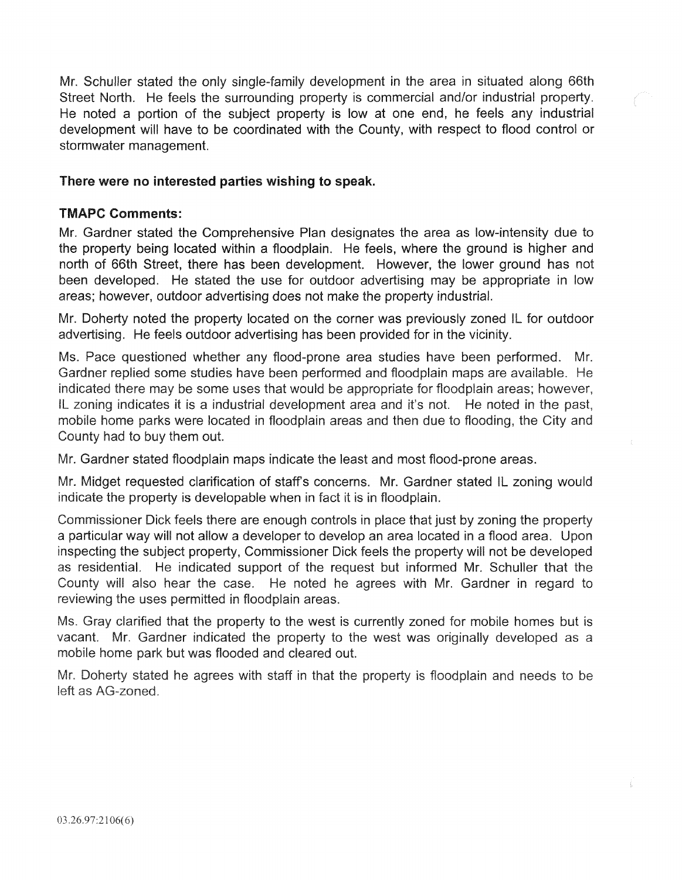Mr. Schuller stated the only single-family development in the area in situated along 66th Street North. He feels the surrounding property is commercial and/or industrial property. He noted a portion of the subject property is low at one end, he feels any industrial development will have to be coordinated with the County, with respect to flood control or stormwater management.

**There were no interested parties wishing to speak.**

**TMAPC Comments:**

Mr. Gardner stated the Comprehensive Plan designates the area as low-intensity due to the property being located within a floodplain. He feels, where the ground is higher and north of 66th Street, there has been development. However, the lower ground has not been developed. He stated the use for outdoor advertising may be appropriate in low areas; however, outdoor advertising does not make the property industrial.

Mr. Doherty noted the property located on the corner was previously zoned IL for outdoor advertising. He feels outdoor advertising has been provided for in the vicinity.

Ms. Pace questioned whether any flood-prone area studies have been performed. Mr. Gardner replied some studies have been performed and floodplain maps are available. He indicated there may be some uses that would be appropriate for floodplain areas; however, IL zoning indicates it is a industrial development area and it's not. He noted in the past, mobile home parks were located in floodplain areas and then due to flooding, the City and County had to buy them out.

Mr. Gardner stated floodplain maps indicate the least and most flood-prone areas.

Mr. Midget requested clarification of staff's concerns. Mr. Gardner stated IL zoning would indicate the property is developable when in fact it is in floodplain.

Commissioner Dick feels there are enough controls in place that just by zoning the property a particular way will not allow a developer to develop an area located in a flood area. Upon inspecting the subject property, Commissioner Dick feels the property will not be developed as residential. He indicated support of the request but informed Mr. Schuller that the County will also hear the case. He noted he agrees with Mr. Gardner in regard to reviewing the uses permitted in floodplain areas.

Ms. Gray clarified that the property to the west is currently zoned for mobile homes but is vacant. Mr. Gardner indicated the property to the west was originally developed as a mobile home park but was flooded and cleared out.

Mr. Doherty stated he agrees with staff in that the property is floodplain and needs to be left as AG-zoned.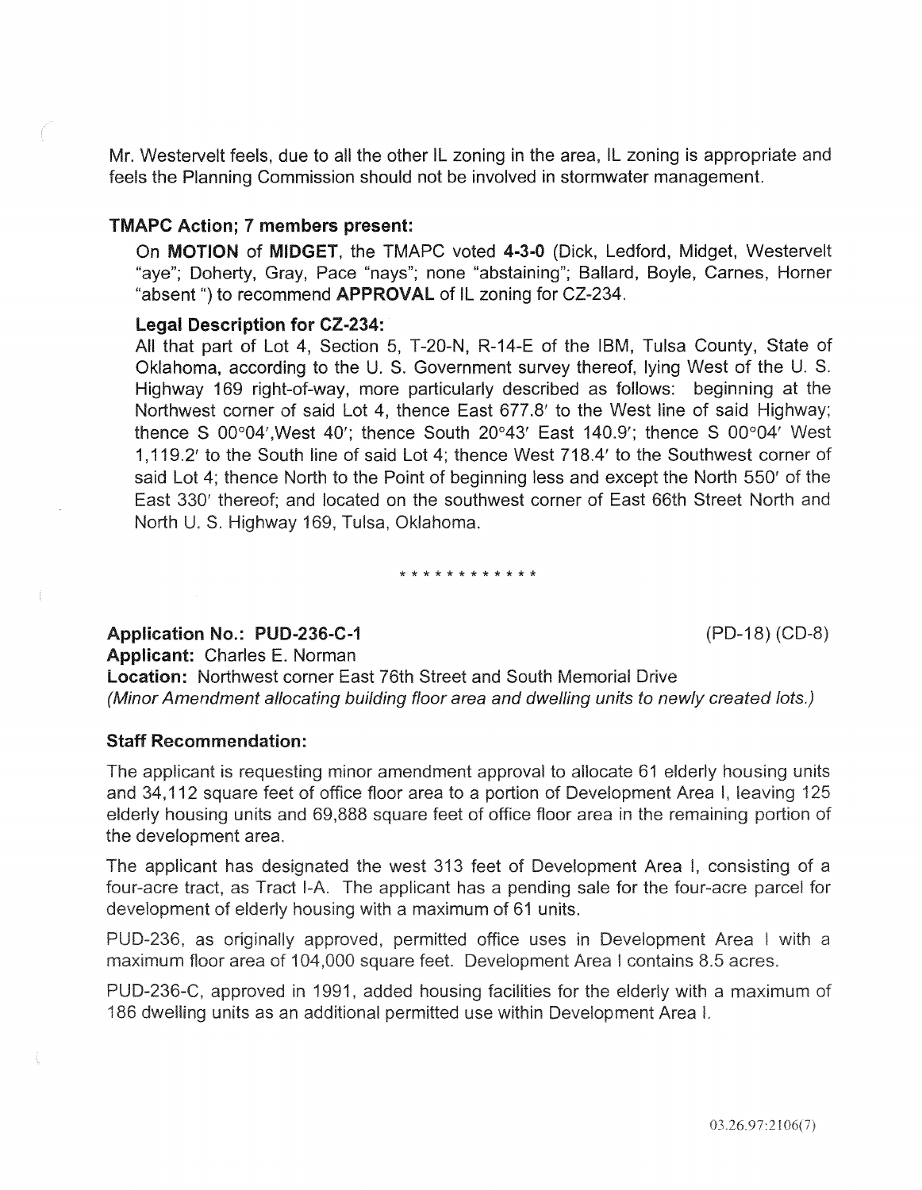Mr. Westervelt feels, due to all the other IL zoning in the area, IL zoning is appropriate and feels the Planning Commission should not be involved in stormwater management.

**TMAPC Action; 7 members present:**

On **MOTION** of **MIDGET**, the TMAPC voted **4-3-0** (Dick, Ledford, Midget, Westervelt "aye"; Doherty, Gray, Pace "nays"; none "abstaining"; Ballard, Boyle, Carnes, Horner "absent ") to recommend **APPROVAL** of IL zoning for CZ-234.

**Legal Description for CZ-234:**

All that part of Lot 4, Section 5, T-20-N, R-14-E of the IBM, Tulsa County, State of Oklahoma, according to the U. S. Government survey thereof, lying West of the U. S. Highway 169 right-of-way, more particularly described as follows: beginning at the Northwest corner of said Lot 4, thence East 677.8′ to the West line of said Highway; thence S 00°04′,West 40′; thence South 20°43′ East 140.9′; thence S 00°04′ West 1,119.2′ to the South line of said Lot 4; thence West 718.4′ to the Southwest corner of said Lot 4; thence North to the Point of beginning less and except the North 550′ of the East 330′ thereof; and located on the southwest corner of East 66th Street North and North U. S. Highway 169, Tulsa, Oklahoma.

\* \* \* \* \* \* \* \* \* \* \* \*

**Application No.: PUD-236-C-1** (PD-18) (CD-8)

**Applicant:** Charles E. Norman

**Location:** Northwest corner East 76th Street and South Memorial Drive

*(Minor Amendment allocating building floor area and dwelling units to newly created lots.)*

**Staff Recommendation:**

The applicant is requesting minor amendment approval to allocate 61 elderly housing units and 34,112 square feet of office floor area to a portion of Development Area I, leaving 125 elderly housing units and 69,888 square feet of office floor area in the remaining portion of the development area.

The applicant has designated the west 313 feet of Development Area I, consisting of a four-acre tract, as Tract I-A. The applicant has a pending sale for the four-acre parcel for development of elderly housing with a maximum of 61 units.

PUD-236, as originally approved, permitted office uses in Development Area I with a maximum floor area of 104,000 square feet. Development Area I contains 8.5 acres.

PUD-236-C, approved in 1991, added housing facilities for the elderly with a maximum of 186 dwelling units as an additional permitted use within Development Area I.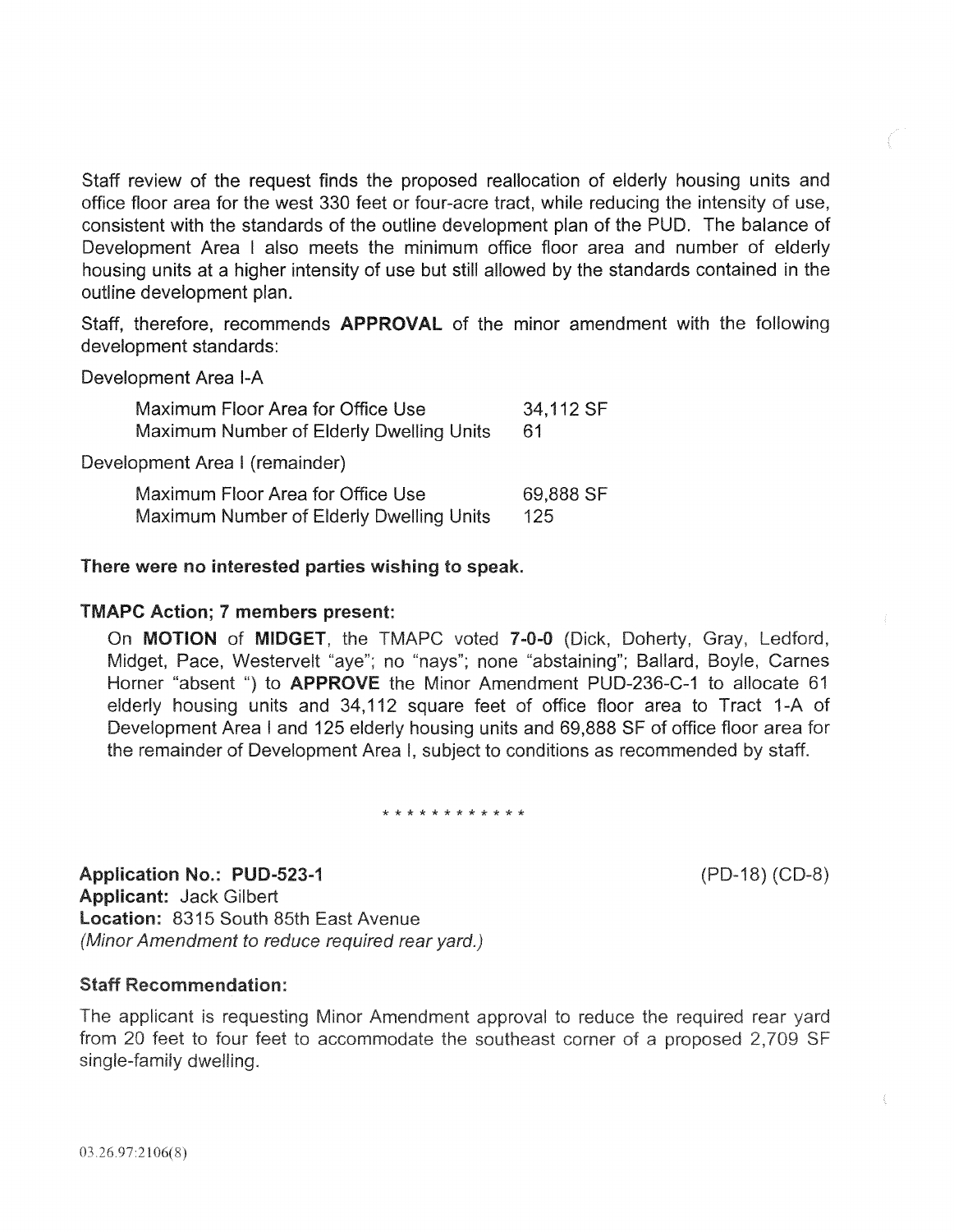Staff review of the request finds the proposed reallocation of elderly housing units and office floor area for the west 330 feet or four-acre tract, while reducing the intensity of use, consistent with the standards of the outline development plan of the PUD. The balance of Development Area I also meets the minimum office floor area and number of elderly housing units at a higher intensity of use but still allowed by the standards contained in the outline development plan.

Staff, therefore, recommends **APPROVAL** of the minor amendment with the following development standards:

Development Area I-A

| | |
|---|---|
| Maximum Floor Area for Office Use | 34,112 SF |
| Maximum Number of Elderly Dwelling Units | 61 |

Development Area I (remainder)

| | |
|---|---|
| Maximum Floor Area for Office Use | 69,888 SF |
| Maximum Number of Elderly Dwelling Units | 125 |

**There were no interested parties wishing to speak.**

**TMAPC Action; 7 members present:**

On **MOTION** of **MIDGET**, the TMAPC voted **7-0-0** (Dick, Doherty, Gray, Ledford, Midget, Pace, Westervelt "aye"; no "nays"; none "abstaining"; Ballard, Boyle, Carnes Horner "absent ") to **APPROVE** the Minor Amendment PUD-236-C-1 to allocate 61 elderly housing units and 34,112 square feet of office floor area to Tract 1-A of Development Area I and 125 elderly housing units and 69,888 SF of office floor area for the remainder of Development Area I, subject to conditions as recommended by staff.

\* \* \* \* \* \* \* \* \* \* \* \*

**Application No.: PUD-523-1** (PD-18) (CD-8)
**Applicant:** Jack Gilbert
**Location:** 8315 South 85th East Avenue
*(Minor Amendment to reduce required rear yard.)*

**Staff Recommendation:**

The applicant is requesting Minor Amendment approval to reduce the required rear yard from 20 feet to four feet to accommodate the southeast corner of a proposed 2,709 SF single-family dwelling.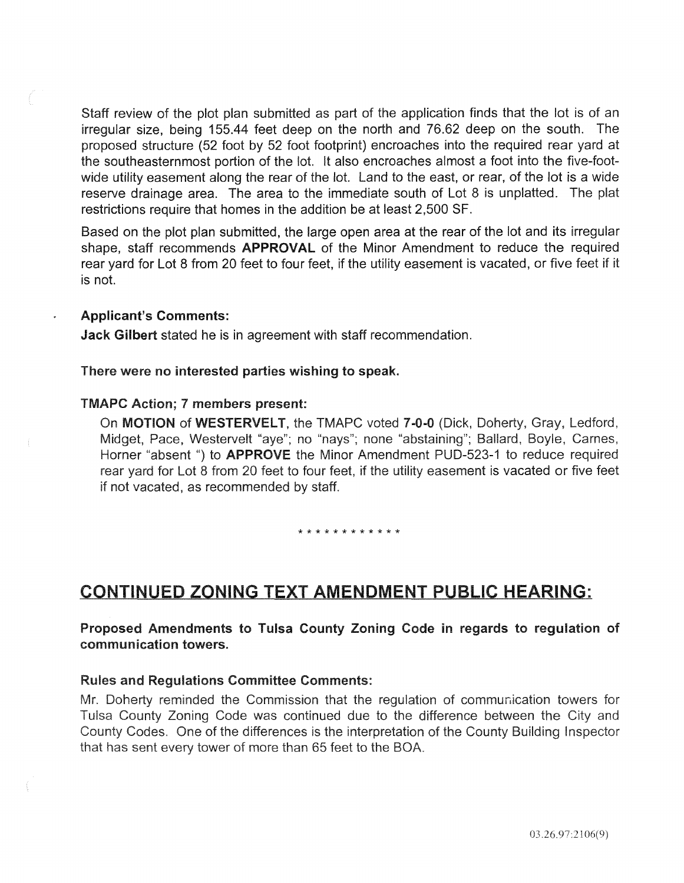Staff review of the plot plan submitted as part of the application finds that the lot is of an irregular size, being 155.44 feet deep on the north and 76.62 deep on the south. The proposed structure (52 foot by 52 foot footprint) encroaches into the required rear yard at the southeasternmost portion of the lot. It also encroaches almost a foot into the five-foot-wide utility easement along the rear of the lot. Land to the east, or rear, of the lot is a wide reserve drainage area. The area to the immediate south of Lot 8 is unplatted. The plat restrictions require that homes in the addition be at least 2,500 SF.

Based on the plot plan submitted, the large open area at the rear of the lot and its irregular shape, staff recommends **APPROVAL** of the Minor Amendment to reduce the required rear yard for Lot 8 from 20 feet to four feet, if the utility easement is vacated, or five feet if it is not.

**Applicant's Comments:**

**Jack Gilbert** stated he is in agreement with staff recommendation.

**There were no interested parties wishing to speak.**

**TMAPC Action; 7 members present:**

On **MOTION** of **WESTERVELT**, the TMAPC voted **7-0-0** (Dick, Doherty, Gray, Ledford, Midget, Pace, Westervelt "aye"; no "nays"; none "abstaining"; Ballard, Boyle, Carnes, Horner "absent ") to **APPROVE** the Minor Amendment PUD-523-1 to reduce required rear yard for Lot 8 from 20 feet to four feet, if the utility easement is vacated or five feet if not vacated, as recommended by staff.

\* \* \* \* \* \* \* \* \* \* \* \*

## CONTINUED ZONING TEXT AMENDMENT PUBLIC HEARING:

**Proposed Amendments to Tulsa County Zoning Code in regards to regulation of communication towers.**

**Rules and Regulations Committee Comments:**

Mr. Doherty reminded the Commission that the regulation of communication towers for Tulsa County Zoning Code was continued due to the difference between the City and County Codes. One of the differences is the interpretation of the County Building Inspector that has sent every tower of more than 65 feet to the BOA.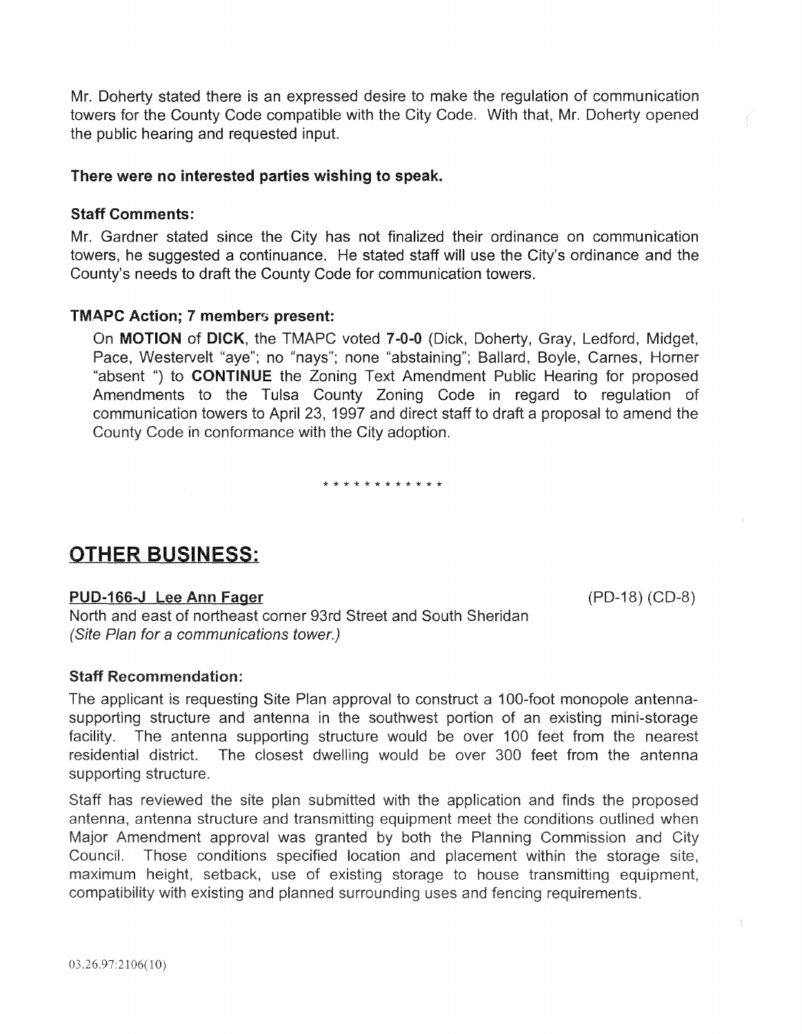Mr. Doherty stated there is an expressed desire to make the regulation of communication towers for the County Code compatible with the City Code. With that, Mr. Doherty opened the public hearing and requested input.

**There were no interested parties wishing to speak.**

**Staff Comments:**

Mr. Gardner stated since the City has not finalized their ordinance on communication towers, he suggested a continuance. He stated staff will use the City's ordinance and the County's needs to draft the County Code for communication towers.

**TMAPC Action; 7 members present:**

On **MOTION** of **DICK**, the TMAPC voted **7-0-0** (Dick, Doherty, Gray, Ledford, Midget, Pace, Westervelt "aye"; no "nays"; none "abstaining"; Ballard, Boyle, Carnes, Horner "absent ") to **CONTINUE** the Zoning Text Amendment Public Hearing for proposed Amendments to the Tulsa County Zoning Code in regard to regulation of communication towers to April 23, 1997 and direct staff to draft a proposal to amend the County Code in conformance with the City adoption.

* * * * * * * * * * * *

## OTHER BUSINESS:

**PUD-166-J Lee Ann Fager** (PD-18) (CD-8)

North and east of northeast corner 93rd Street and South Sheridan
*(Site Plan for a communications tower.)*

**Staff Recommendation:**

The applicant is requesting Site Plan approval to construct a 100-foot monopole antenna-supporting structure and antenna in the southwest portion of an existing mini-storage facility. The antenna supporting structure would be over 100 feet from the nearest residential district. The closest dwelling would be over 300 feet from the antenna supporting structure.

Staff has reviewed the site plan submitted with the application and finds the proposed antenna, antenna structure and transmitting equipment meet the conditions outlined when Major Amendment approval was granted by both the Planning Commission and City Council. Those conditions specified location and placement within the storage site, maximum height, setback, use of existing storage to house transmitting equipment, compatibility with existing and planned surrounding uses and fencing requirements.

03.26.97:2106(10)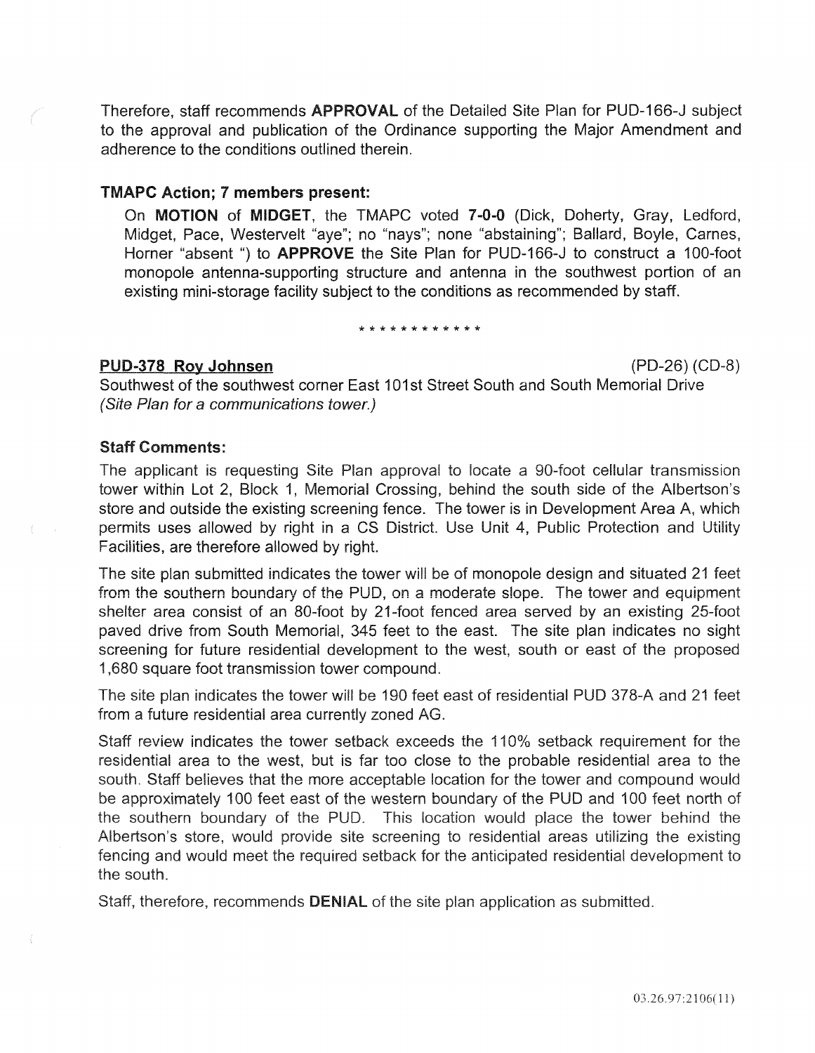Therefore, staff recommends **APPROVAL** of the Detailed Site Plan for PUD-166-J subject to the approval and publication of the Ordinance supporting the Major Amendment and adherence to the conditions outlined therein.

### TMAPC Action; 7 members present:

On **MOTION** of **MIDGET**, the TMAPC voted **7-0-0** (Dick, Doherty, Gray, Ledford, Midget, Pace, Westervelt "aye"; no "nays"; none "abstaining"; Ballard, Boyle, Carnes, Horner "absent ") to **APPROVE** the Site Plan for PUD-166-J to construct a 100-foot monopole antenna-supporting structure and antenna in the southwest portion of an existing mini-storage facility subject to the conditions as recommended by staff.

\* \* \* \* \* \* \* \* \* \* \* \*

**PUD-378 Roy Johnsen** (PD-26) (CD-8)

Southwest of the southwest corner East 101st Street South and South Memorial Drive
*(Site Plan for a communications tower.)*

### Staff Comments:

The applicant is requesting Site Plan approval to locate a 90-foot cellular transmission tower within Lot 2, Block 1, Memorial Crossing, behind the south side of the Albertson's store and outside the existing screening fence. The tower is in Development Area A, which permits uses allowed by right in a CS District. Use Unit 4, Public Protection and Utility Facilities, are therefore allowed by right.

The site plan submitted indicates the tower will be of monopole design and situated 21 feet from the southern boundary of the PUD, on a moderate slope. The tower and equipment shelter area consist of an 80-foot by 21-foot fenced area served by an existing 25-foot paved drive from South Memorial, 345 feet to the east. The site plan indicates no sight screening for future residential development to the west, south or east of the proposed 1,680 square foot transmission tower compound.

The site plan indicates the tower will be 190 feet east of residential PUD 378-A and 21 feet from a future residential area currently zoned AG.

Staff review indicates the tower setback exceeds the 110% setback requirement for the residential area to the west, but is far too close to the probable residential area to the south. Staff believes that the more acceptable location for the tower and compound would be approximately 100 feet east of the western boundary of the PUD and 100 feet north of the southern boundary of the PUD. This location would place the tower behind the Albertson's store, would provide site screening to residential areas utilizing the existing fencing and would meet the required setback for the anticipated residential development to the south.

Staff, therefore, recommends **DENIAL** of the site plan application as submitted.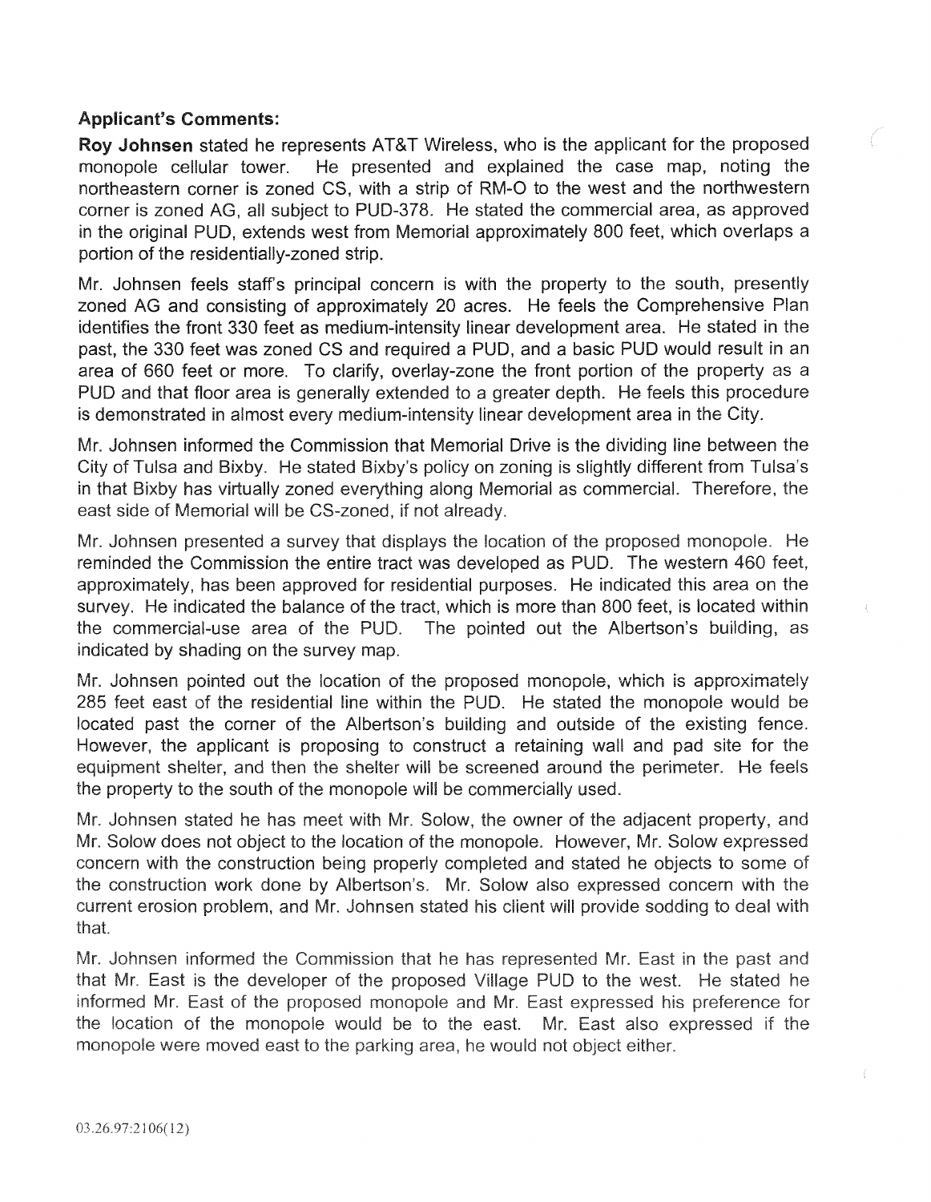**Applicant's Comments:**

**Roy Johnsen** stated he represents AT&T Wireless, who is the applicant for the proposed monopole cellular tower. He presented and explained the case map, noting the northeastern corner is zoned CS, with a strip of RM-O to the west and the northwestern corner is zoned AG, all subject to PUD-378. He stated the commercial area, as approved in the original PUD, extends west from Memorial approximately 800 feet, which overlaps a portion of the residentially-zoned strip.

Mr. Johnsen feels staff's principal concern is with the property to the south, presently zoned AG and consisting of approximately 20 acres. He feels the Comprehensive Plan identifies the front 330 feet as medium-intensity linear development area. He stated in the past, the 330 feet was zoned CS and required a PUD, and a basic PUD would result in an area of 660 feet or more. To clarify, overlay-zone the front portion of the property as a PUD and that floor area is generally extended to a greater depth. He feels this procedure is demonstrated in almost every medium-intensity linear development area in the City.

Mr. Johnsen informed the Commission that Memorial Drive is the dividing line between the City of Tulsa and Bixby. He stated Bixby's policy on zoning is slightly different from Tulsa's in that Bixby has virtually zoned everything along Memorial as commercial. Therefore, the east side of Memorial will be CS-zoned, if not already.

Mr. Johnsen presented a survey that displays the location of the proposed monopole. He reminded the Commission the entire tract was developed as PUD. The western 460 feet, approximately, has been approved for residential purposes. He indicated this area on the survey. He indicated the balance of the tract, which is more than 800 feet, is located within the commercial-use area of the PUD. The pointed out the Albertson's building, as indicated by shading on the survey map.

Mr. Johnsen pointed out the location of the proposed monopole, which is approximately 285 feet east of the residential line within the PUD. He stated the monopole would be located past the corner of the Albertson's building and outside of the existing fence. However, the applicant is proposing to construct a retaining wall and pad site for the equipment shelter, and then the shelter will be screened around the perimeter. He feels the property to the south of the monopole will be commercially used.

Mr. Johnsen stated he has meet with Mr. Solow, the owner of the adjacent property, and Mr. Solow does not object to the location of the monopole. However, Mr. Solow expressed concern with the construction being properly completed and stated he objects to some of the construction work done by Albertson's. Mr. Solow also expressed concern with the current erosion problem, and Mr. Johnsen stated his client will provide sodding to deal with that.

Mr. Johnsen informed the Commission that he has represented Mr. East in the past and that Mr. East is the developer of the proposed Village PUD to the west. He stated he informed Mr. East of the proposed monopole and Mr. East expressed his preference for the location of the monopole would be to the east. Mr. East also expressed if the monopole were moved east to the parking area, he would not object either.

03.26.97:2106(12)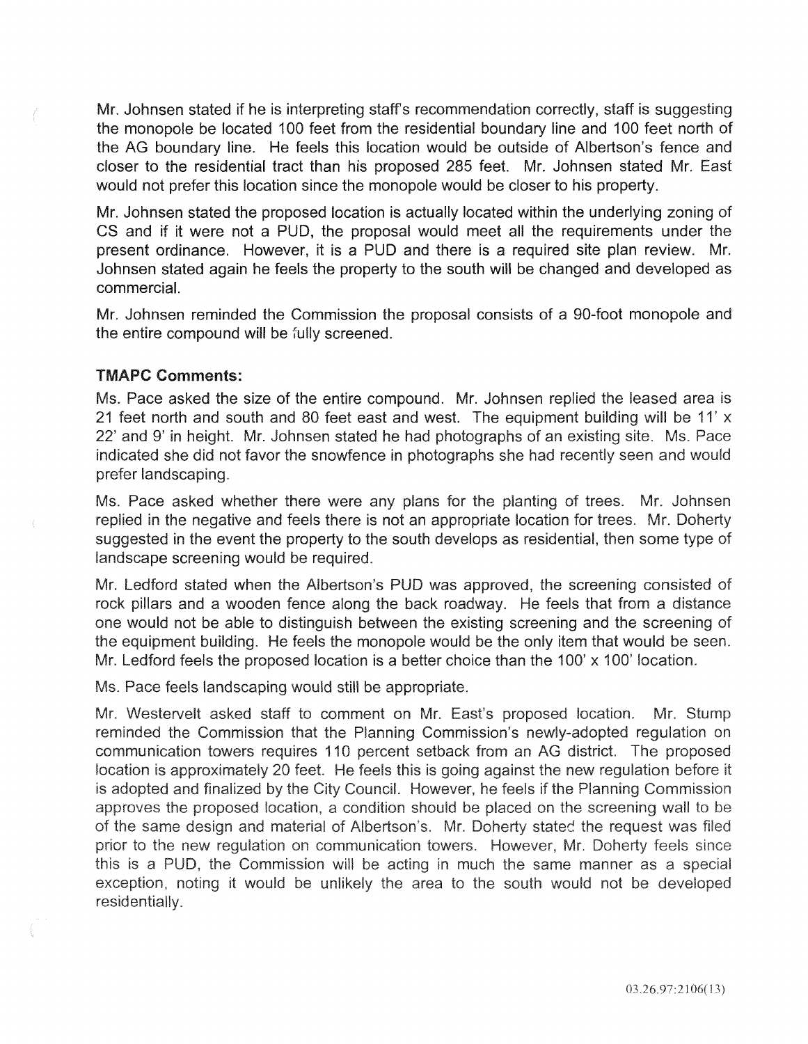Mr. Johnsen stated if he is interpreting staff's recommendation correctly, staff is suggesting the monopole be located 100 feet from the residential boundary line and 100 feet north of the AG boundary line. He feels this location would be outside of Albertson's fence and closer to the residential tract than his proposed 285 feet. Mr. Johnsen stated Mr. East would not prefer this location since the monopole would be closer to his property.

Mr. Johnsen stated the proposed location is actually located within the underlying zoning of CS and if it were not a PUD, the proposal would meet all the requirements under the present ordinance. However, it is a PUD and there is a required site plan review. Mr. Johnsen stated again he feels the property to the south will be changed and developed as commercial.

Mr. Johnsen reminded the Commission the proposal consists of a 90-foot monopole and the entire compound will be fully screened.

### TMAPC Comments:

Ms. Pace asked the size of the entire compound. Mr. Johnsen replied the leased area is 21 feet north and south and 80 feet east and west. The equipment building will be 11' x 22' and 9' in height. Mr. Johnsen stated he had photographs of an existing site. Ms. Pace indicated she did not favor the snowfence in photographs she had recently seen and would prefer landscaping.

Ms. Pace asked whether there were any plans for the planting of trees. Mr. Johnsen replied in the negative and feels there is not an appropriate location for trees. Mr. Doherty suggested in the event the property to the south develops as residential, then some type of landscape screening would be required.

Mr. Ledford stated when the Albertson's PUD was approved, the screening consisted of rock pillars and a wooden fence along the back roadway. He feels that from a distance one would not be able to distinguish between the existing screening and the screening of the equipment building. He feels the monopole would be the only item that would be seen. Mr. Ledford feels the proposed location is a better choice than the 100' x 100' location.

Ms. Pace feels landscaping would still be appropriate.

Mr. Westervelt asked staff to comment on Mr. East's proposed location. Mr. Stump reminded the Commission that the Planning Commission's newly-adopted regulation on communication towers requires 110 percent setback from an AG district. The proposed location is approximately 20 feet. He feels this is going against the new regulation before it is adopted and finalized by the City Council. However, he feels if the Planning Commission approves the proposed location, a condition should be placed on the screening wall to be of the same design and material of Albertson's. Mr. Doherty stated the request was filed prior to the new regulation on communication towers. However, Mr. Doherty feels since this is a PUD, the Commission will be acting in much the same manner as a special exception, noting it would be unlikely the area to the south would not be developed residentially.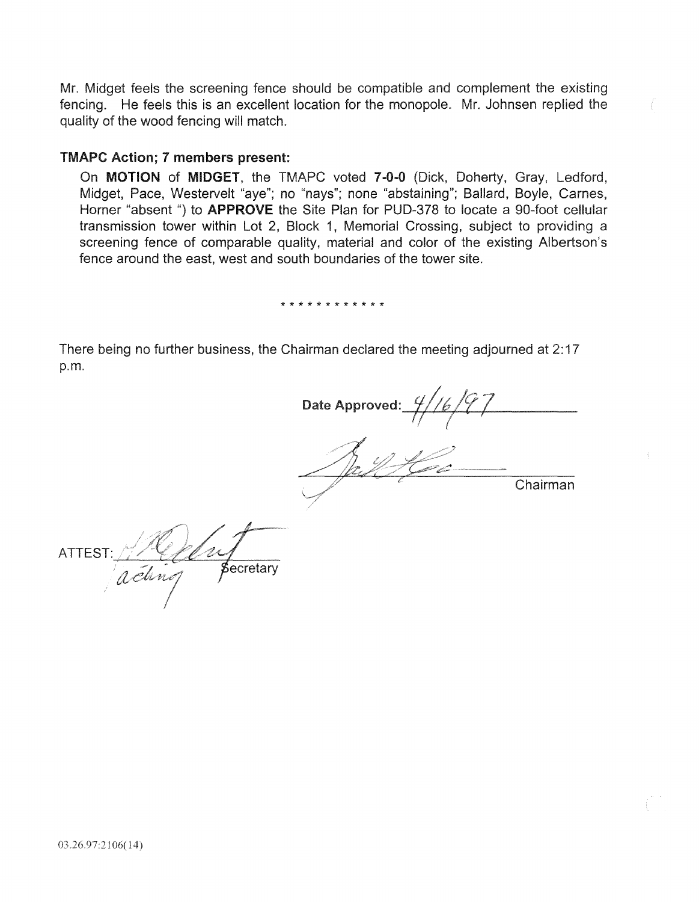Mr. Midget feels the screening fence should be compatible and complement the existing fencing. He feels this is an excellent location for the monopole. Mr. Johnsen replied the quality of the wood fencing will match.

**TMAPC Action; 7 members present:**

On **MOTION** of **MIDGET**, the TMAPC voted **7-0-0** (Dick, Doherty, Gray, Ledford, Midget, Pace, Westervelt "aye"; no "nays"; none "abstaining"; Ballard, Boyle, Carnes, Horner "absent ") to **APPROVE** the Site Plan for PUD-378 to locate a 90-foot cellular transmission tower within Lot 2, Block 1, Memorial Crossing, subject to providing a screening fence of comparable quality, material and color of the existing Albertson's fence around the east, west and south boundaries of the tower site.

* * * * * * * * * * * *

There being no further business, the Chairman declared the meeting adjourned at 2:17 p.m.

**Date Approved:** 4/16/97

Chairman

ATTEST: acting Secretary

03.26.97:2106(14)